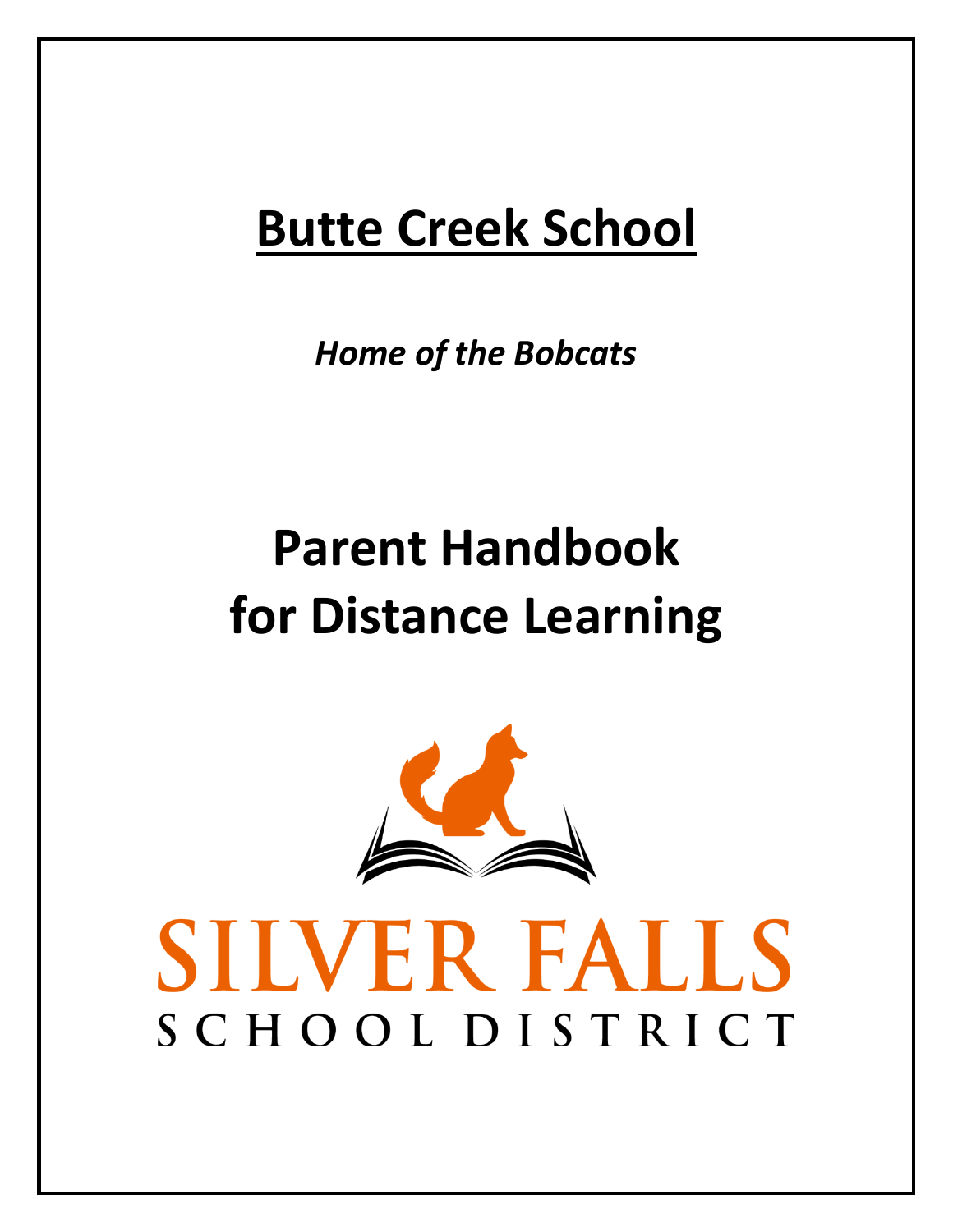# Butte Creek School

*Home of the Bobcats*

# Parent Handbook for Distance Learning

SILVER FALLS

SCHOOL DISTRICT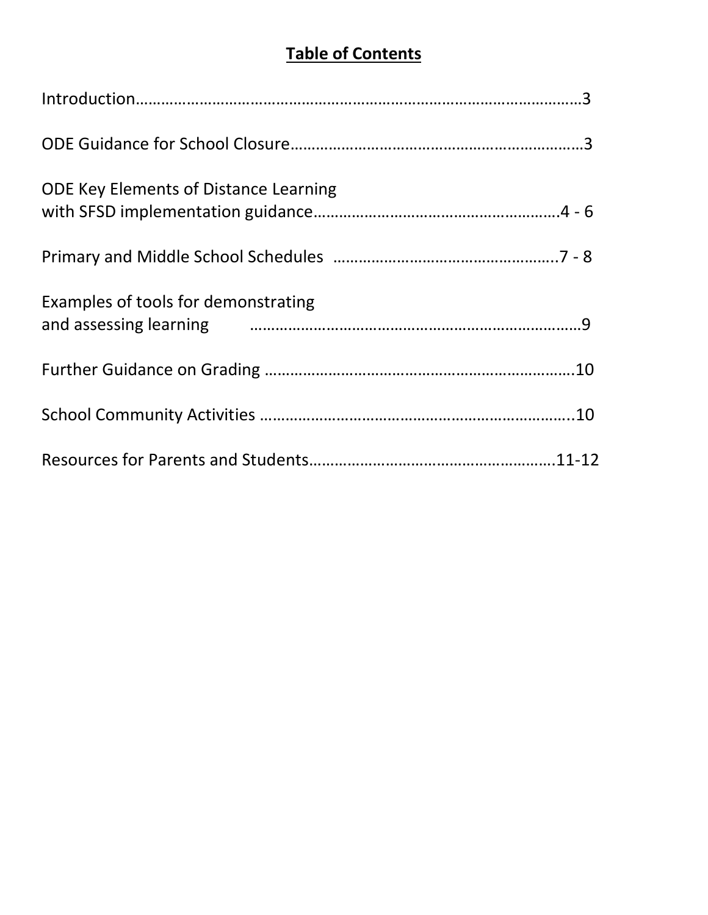## Table of Contents

Introduction……………………………………………………………………………………………3

ODE Guidance for School Closure……………………………………………………………3

ODE Key Elements of Distance Learning
with SFSD implementation guidance…………………………………………………4 - 6

Primary and Middle School Schedules ……………………………………………..7 - 8

Examples of tools for demonstrating
and assessing learning ……………………………………………………………………9

Further Guidance on Grading ………………………………………………………………10

School Community Activities …………………………………………………………..10

Resources for Parents and Students…………………………………………………11-12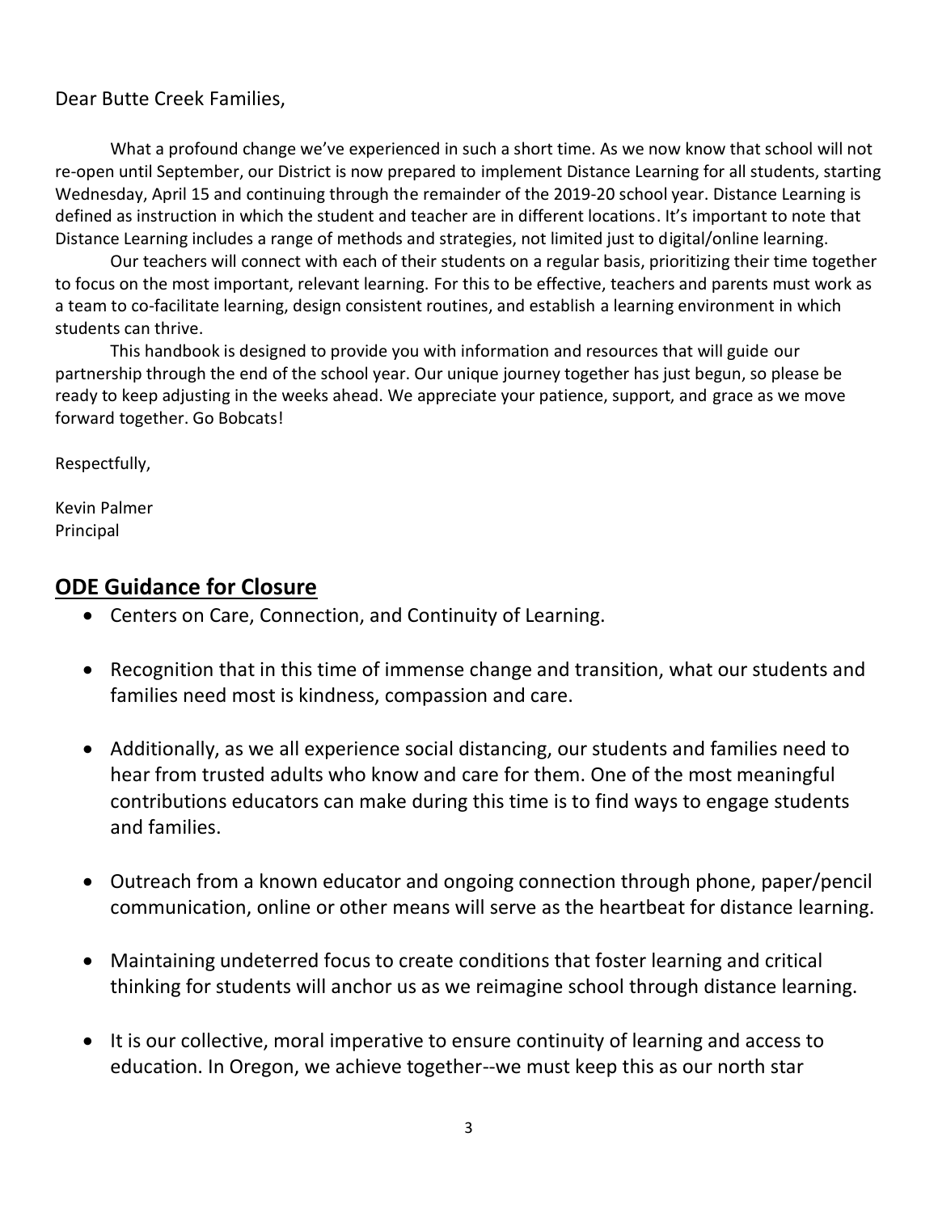Dear Butte Creek Families,

What a profound change we've experienced in such a short time. As we now know that school will not re-open until September, our District is now prepared to implement Distance Learning for all students, starting Wednesday, April 15 and continuing through the remainder of the 2019-20 school year. Distance Learning is defined as instruction in which the student and teacher are in different locations. It's important to note that Distance Learning includes a range of methods and strategies, not limited just to digital/online learning.

Our teachers will connect with each of their students on a regular basis, prioritizing their time together to focus on the most important, relevant learning. For this to be effective, teachers and parents must work as a team to co-facilitate learning, design consistent routines, and establish a learning environment in which students can thrive.

This handbook is designed to provide you with information and resources that will guide our partnership through the end of the school year. Our unique journey together has just begun, so please be ready to keep adjusting in the weeks ahead. We appreciate your patience, support, and grace as we move forward together. Go Bobcats!

Respectfully,

Kevin Palmer
Principal

## **ODE Guidance for Closure**

- Centers on Care, Connection, and Continuity of Learning.
- Recognition that in this time of immense change and transition, what our students and families need most is kindness, compassion and care.
- Additionally, as we all experience social distancing, our students and families need to hear from trusted adults who know and care for them. One of the most meaningful contributions educators can make during this time is to find ways to engage students and families.
- Outreach from a known educator and ongoing connection through phone, paper/pencil communication, online or other means will serve as the heartbeat for distance learning.
- Maintaining undeterred focus to create conditions that foster learning and critical thinking for students will anchor us as we reimagine school through distance learning.
- It is our collective, moral imperative to ensure continuity of learning and access to education. In Oregon, we achieve together--we must keep this as our north star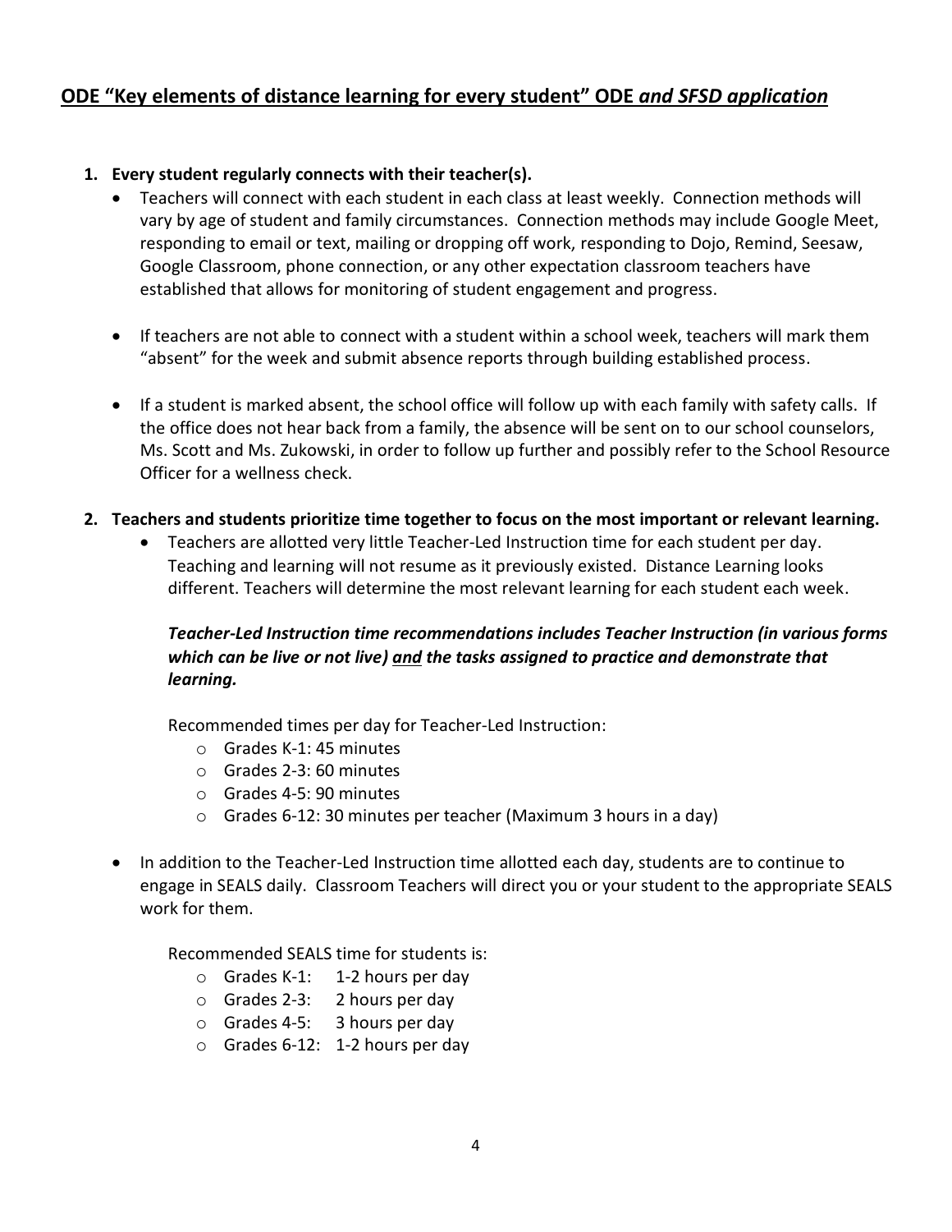## <u>ODE "Key elements of distance learning for every student" ODE *and SFSD application*</u>

1. **Every student regularly connects with their teacher(s).**
   - Teachers will connect with each student in each class at least weekly. Connection methods will vary by age of student and family circumstances. Connection methods may include Google Meet, responding to email or text, mailing or dropping off work, responding to Dojo, Remind, Seesaw, Google Classroom, phone connection, or any other expectation classroom teachers have established that allows for monitoring of student engagement and progress.
   - If teachers are not able to connect with a student within a school week, teachers will mark them "absent" for the week and submit absence reports through building established process.
   - If a student is marked absent, the school office will follow up with each family with safety calls. If the office does not hear back from a family, the absence will be sent on to our school counselors, Ms. Scott and Ms. Zukowski, in order to follow up further and possibly refer to the School Resource Officer for a wellness check.

2. **Teachers and students prioritize time together to focus on the most important or relevant learning.**
   - Teachers are allotted very little Teacher-Led Instruction time for each student per day. Teaching and learning will not resume as it previously existed. Distance Learning looks different. Teachers will determine the most relevant learning for each student each week.

     ***Teacher-Led Instruction time recommendations includes Teacher Instruction (in various forms which can be live or not live) <u>and</u> the tasks assigned to practice and demonstrate that learning.***

     Recommended times per day for Teacher-Led Instruction:
     - Grades K-1: 45 minutes
     - Grades 2-3: 60 minutes
     - Grades 4-5: 90 minutes
     - Grades 6-12: 30 minutes per teacher (Maximum 3 hours in a day)

   - In addition to the Teacher-Led Instruction time allotted each day, students are to continue to engage in SEALS daily. Classroom Teachers will direct you or your student to the appropriate SEALS work for them.

     Recommended SEALS time for students is:
     - Grades K-1: 1-2 hours per day
     - Grades 2-3: 2 hours per day
     - Grades 4-5: 3 hours per day
     - Grades 6-12: 1-2 hours per day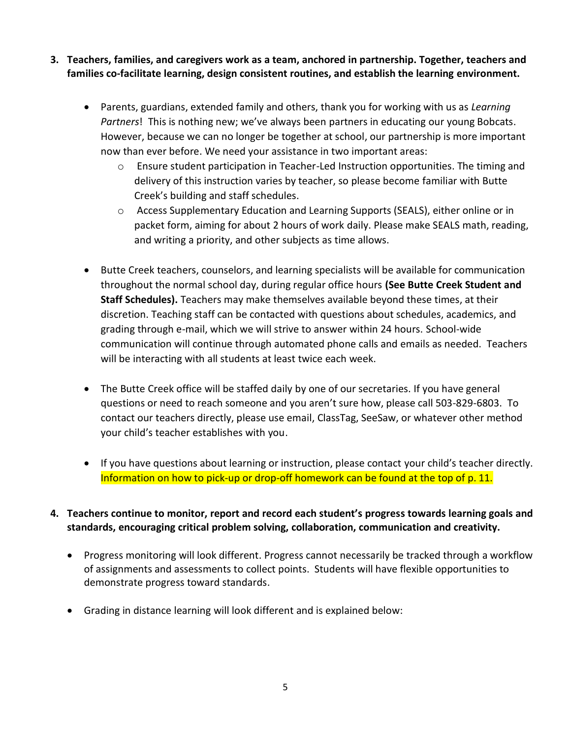3. **Teachers, families, and caregivers work as a team, anchored in partnership. Together, teachers and families co-facilitate learning, design consistent routines, and establish the learning environment.**

    - Parents, guardians, extended family and others, thank you for working with us as *Learning Partners*! This is nothing new; we've always been partners in educating our young Bobcats. However, because we can no longer be together at school, our partnership is more important now than ever before. We need your assistance in two important areas:
        - Ensure student participation in Teacher-Led Instruction opportunities. The timing and delivery of this instruction varies by teacher, so please become familiar with Butte Creek's building and staff schedules.
        - Access Supplementary Education and Learning Supports (SEALS), either online or in packet form, aiming for about 2 hours of work daily. Please make SEALS math, reading, and writing a priority, and other subjects as time allows.

    - Butte Creek teachers, counselors, and learning specialists will be available for communication throughout the normal school day, during regular office hours **(See Butte Creek Student and Staff Schedules).** Teachers may make themselves available beyond these times, at their discretion. Teaching staff can be contacted with questions about schedules, academics, and grading through e-mail, which we will strive to answer within 24 hours. School-wide communication will continue through automated phone calls and emails as needed. Teachers will be interacting with all students at least twice each week.

    - The Butte Creek office will be staffed daily by one of our secretaries. If you have general questions or need to reach someone and you aren't sure how, please call 503-829-6803. To contact our teachers directly, please use email, ClassTag, SeeSaw, or whatever other method your child's teacher establishes with you.

    - If you have questions about learning or instruction, please contact your child's teacher directly. Information on how to pick-up or drop-off homework can be found at the top of p. 11.

4. **Teachers continue to monitor, report and record each student's progress towards learning goals and standards, encouraging critical problem solving, collaboration, communication and creativity.**

    - Progress monitoring will look different. Progress cannot necessarily be tracked through a workflow of assignments and assessments to collect points. Students will have flexible opportunities to demonstrate progress toward standards.

    - Grading in distance learning will look different and is explained below: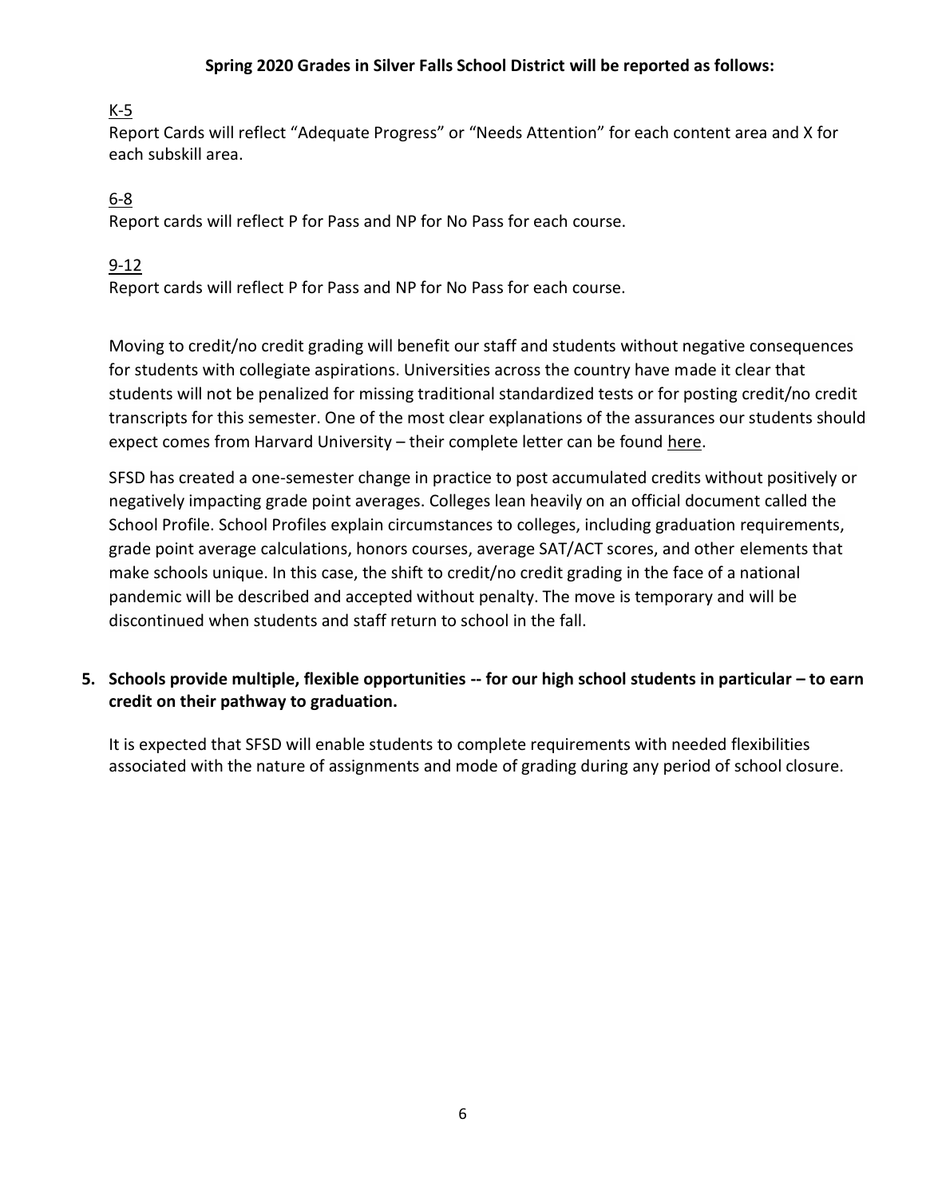**Spring 2020 Grades in Silver Falls School District will be reported as follows:**

K-5

Report Cards will reflect "Adequate Progress" or "Needs Attention" for each content area and X for each subskill area.

6-8

Report cards will reflect P for Pass and NP for No Pass for each course.

9-12

Report cards will reflect P for Pass and NP for No Pass for each course.

Moving to credit/no credit grading will benefit our staff and students without negative consequences for students with collegiate aspirations. Universities across the country have made it clear that students will not be penalized for missing traditional standardized tests or for posting credit/no credit transcripts for this semester. One of the most clear explanations of the assurances our students should expect comes from Harvard University – their complete letter can be found here.

SFSD has created a one-semester change in practice to post accumulated credits without positively or negatively impacting grade point averages. Colleges lean heavily on an official document called the School Profile. School Profiles explain circumstances to colleges, including graduation requirements, grade point average calculations, honors courses, average SAT/ACT scores, and other elements that make schools unique. In this case, the shift to credit/no credit grading in the face of a national pandemic will be described and accepted without penalty. The move is temporary and will be discontinued when students and staff return to school in the fall.

**5. Schools provide multiple, flexible opportunities -- for our high school students in particular – to earn credit on their pathway to graduation.**

It is expected that SFSD will enable students to complete requirements with needed flexibilities associated with the nature of assignments and mode of grading during any period of school closure.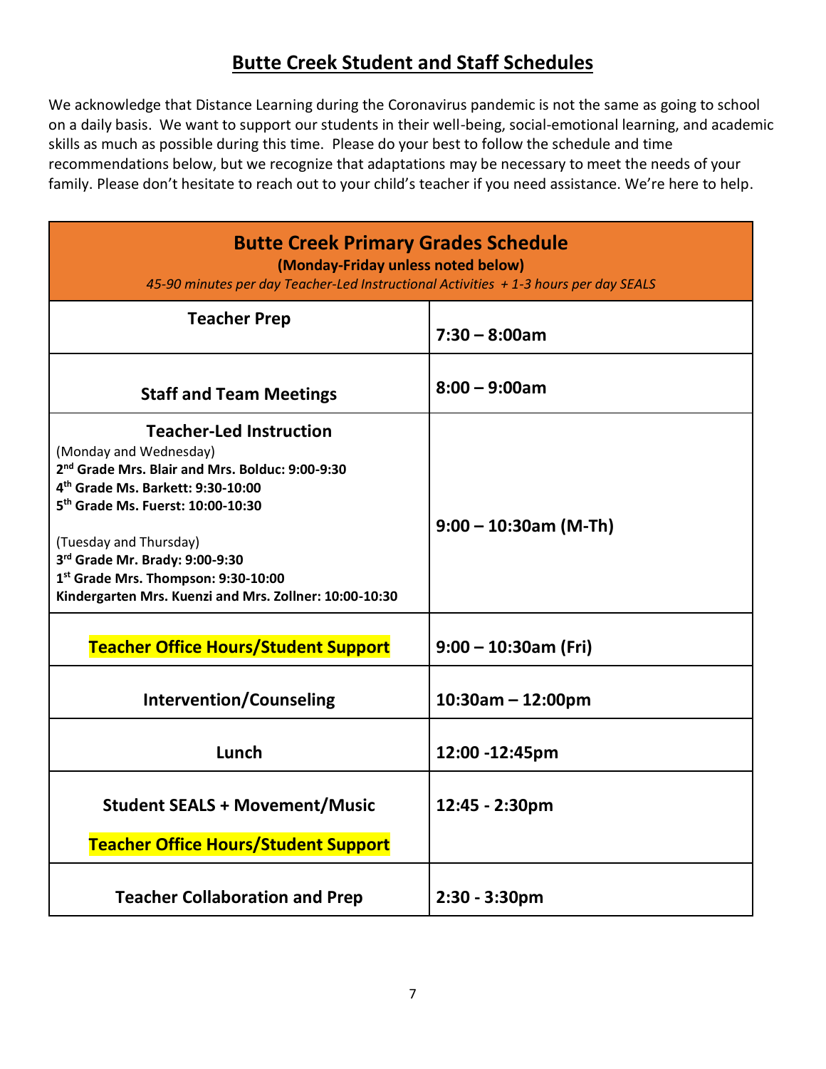## Butte Creek Student and Staff Schedules

We acknowledge that Distance Learning during the Coronavirus pandemic is not the same as going to school on a daily basis. We want to support our students in their well-being, social-emotional learning, and academic skills as much as possible during this time. Please do your best to follow the schedule and time recommendations below, but we recognize that adaptations may be necessary to meet the needs of your family. Please don't hesitate to reach out to your child's teacher if you need assistance. We're here to help.

| **Butte Creek Primary Grades Schedule**<br>**(Monday-Friday unless noted below)**<br>*45-90 minutes per day Teacher-Led Instructional Activities + 1-3 hours per day SEALS* | |
|---|---|
| **Teacher Prep** | **7:30 – 8:00am** |
| **Staff and Team Meetings** | **8:00 – 9:00am** |
| **Teacher-Led Instruction**<br>(Monday and Wednesday)<br>**2nd Grade Mrs. Blair and Mrs. Bolduc: 9:00-9:30**<br>**4th Grade Ms. Barkett: 9:30-10:00**<br>**5th Grade Ms. Fuerst: 10:00-10:30**<br><br>(Tuesday and Thursday)<br>**3rd Grade Mr. Brady: 9:00-9:30**<br>**1st Grade Mrs. Thompson: 9:30-10:00**<br>**Kindergarten Mrs. Kuenzi and Mrs. Zollner: 10:00-10:30** | **9:00 – 10:30am (M-Th)** |
| **Teacher Office Hours/Student Support** | **9:00 – 10:30am (Fri)** |
| **Intervention/Counseling** | **10:30am – 12:00pm** |
| **Lunch** | **12:00 -12:45pm** |
| **Student SEALS + Movement/Music**<br><br>**Teacher Office Hours/Student Support** | **12:45 - 2:30pm** |
| **Teacher Collaboration and Prep** | **2:30 - 3:30pm** |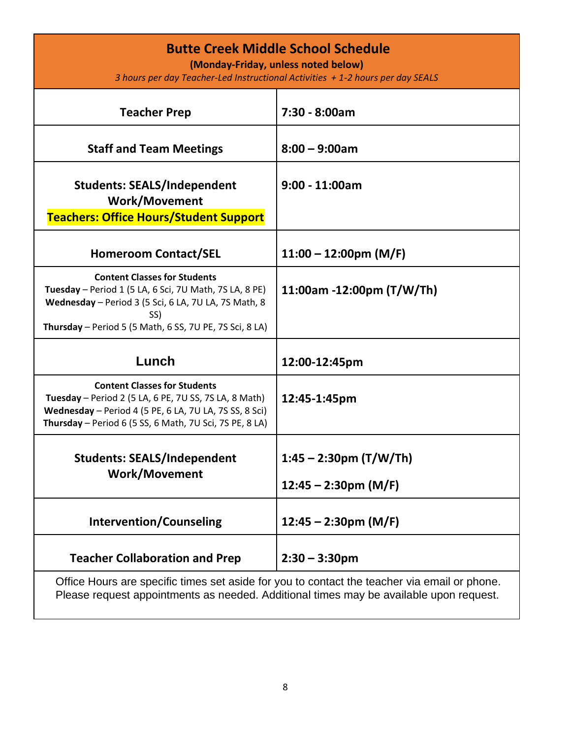| **Butte Creek Middle School Schedule**<br>**(Monday-Friday, unless noted below)**<br>*3 hours per day Teacher-Led Instructional Activities + 1-2 hours per day SEALS* | |
|---|---|
| **Teacher Prep** | **7:30 - 8:00am** |
| **Staff and Team Meetings** | **8:00 – 9:00am** |
| **Students: SEALS/Independent Work/Movement**<br>**Teachers: Office Hours/Student Support** | **9:00 - 11:00am** |
| **Homeroom Contact/SEL** | **11:00 – 12:00pm (M/F)** |
| **Content Classes for Students**<br>**Tuesday** – Period 1 (5 LA, 6 Sci, 7U Math, 7S LA, 8 PE)<br>**Wednesday** – Period 3 (5 Sci, 6 LA, 7U LA, 7S Math, 8 SS)<br>**Thursday** – Period 5 (5 Math, 6 SS, 7U PE, 7S Sci, 8 LA) | **11:00am -12:00pm (T/W/Th)** |
| **Lunch** | **12:00-12:45pm** |
| **Content Classes for Students**<br>**Tuesday** – Period 2 (5 LA, 6 PE, 7U SS, 7S LA, 8 Math)<br>**Wednesday** – Period 4 (5 PE, 6 LA, 7U LA, 7S SS, 8 Sci)<br>**Thursday** – Period 6 (5 SS, 6 Math, 7U Sci, 7S PE, 8 LA) | **12:45-1:45pm** |
| **Students: SEALS/Independent Work/Movement** | **1:45 – 2:30pm (T/W/Th)**<br>**12:45 – 2:30pm (M/F)** |
| **Intervention/Counseling** | **12:45 – 2:30pm (M/F)** |
| **Teacher Collaboration and Prep** | **2:30 – 3:30pm** |

Office Hours are specific times set aside for you to contact the teacher via email or phone. Please request appointments as needed. Additional times may be available upon request.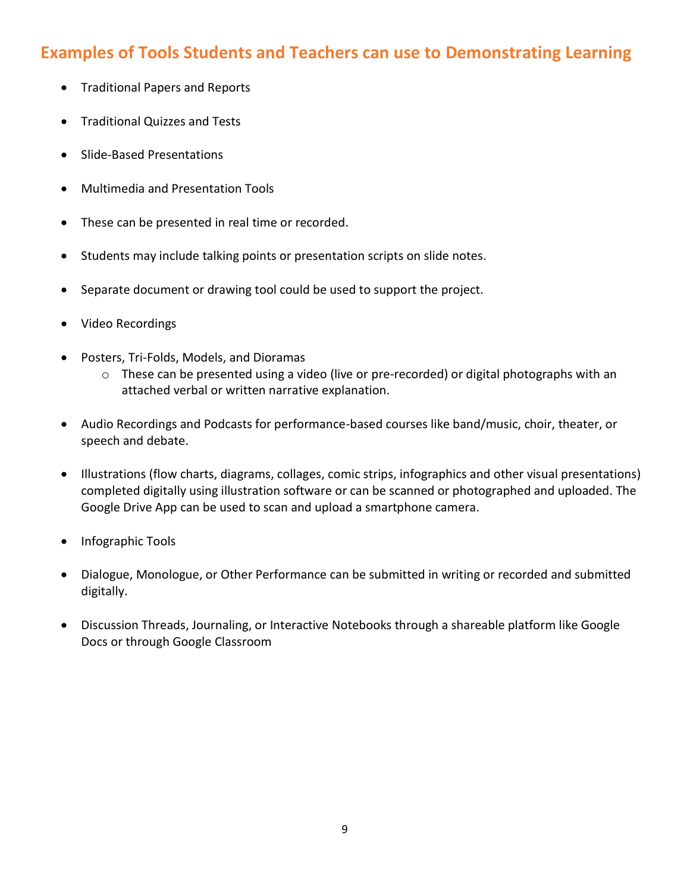## Examples of Tools Students and Teachers can use to Demonstrating Learning

- Traditional Papers and Reports
- Traditional Quizzes and Tests
- Slide-Based Presentations
- Multimedia and Presentation Tools
- These can be presented in real time or recorded.
- Students may include talking points or presentation scripts on slide notes.
- Separate document or drawing tool could be used to support the project.
- Video Recordings
- Posters, Tri-Folds, Models, and Dioramas
    - These can be presented using a video (live or pre-recorded) or digital photographs with an attached verbal or written narrative explanation.
- Audio Recordings and Podcasts for performance-based courses like band/music, choir, theater, or speech and debate.
- Illustrations (flow charts, diagrams, collages, comic strips, infographics and other visual presentations) completed digitally using illustration software or can be scanned or photographed and uploaded. The Google Drive App can be used to scan and upload a smartphone camera.
- Infographic Tools
- Dialogue, Monologue, or Other Performance can be submitted in writing or recorded and submitted digitally.
- Discussion Threads, Journaling, or Interactive Notebooks through a shareable platform like Google Docs or through Google Classroom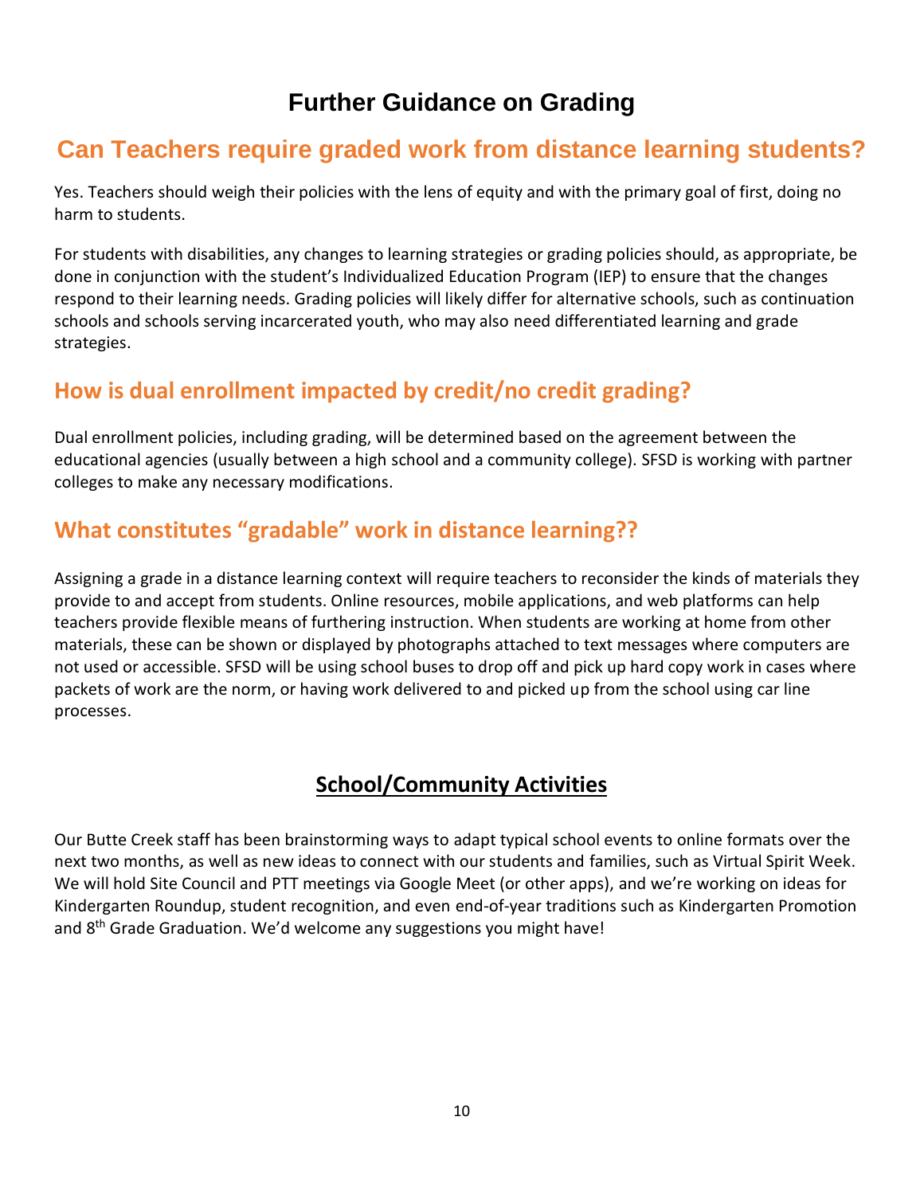# Further Guidance on Grading

## Can Teachers require graded work from distance learning students?

Yes. Teachers should weigh their policies with the lens of equity and with the primary goal of first, doing no harm to students.

For students with disabilities, any changes to learning strategies or grading policies should, as appropriate, be done in conjunction with the student's Individualized Education Program (IEP) to ensure that the changes respond to their learning needs. Grading policies will likely differ for alternative schools, such as continuation schools and schools serving incarcerated youth, who may also need differentiated learning and grade strategies.

## How is dual enrollment impacted by credit/no credit grading?

Dual enrollment policies, including grading, will be determined based on the agreement between the educational agencies (usually between a high school and a community college). SFSD is working with partner colleges to make any necessary modifications.

## What constitutes "gradable" work in distance learning??

Assigning a grade in a distance learning context will require teachers to reconsider the kinds of materials they provide to and accept from students. Online resources, mobile applications, and web platforms can help teachers provide flexible means of furthering instruction. When students are working at home from other materials, these can be shown or displayed by photographs attached to text messages where computers are not used or accessible. SFSD will be using school buses to drop off and pick up hard copy work in cases where packets of work are the norm, or having work delivered to and picked up from the school using car line processes.

## School/Community Activities

Our Butte Creek staff has been brainstorming ways to adapt typical school events to online formats over the next two months, as well as new ideas to connect with our students and families, such as Virtual Spirit Week. We will hold Site Council and PTT meetings via Google Meet (or other apps), and we're working on ideas for Kindergarten Roundup, student recognition, and even end-of-year traditions such as Kindergarten Promotion and 8th Grade Graduation. We'd welcome any suggestions you might have!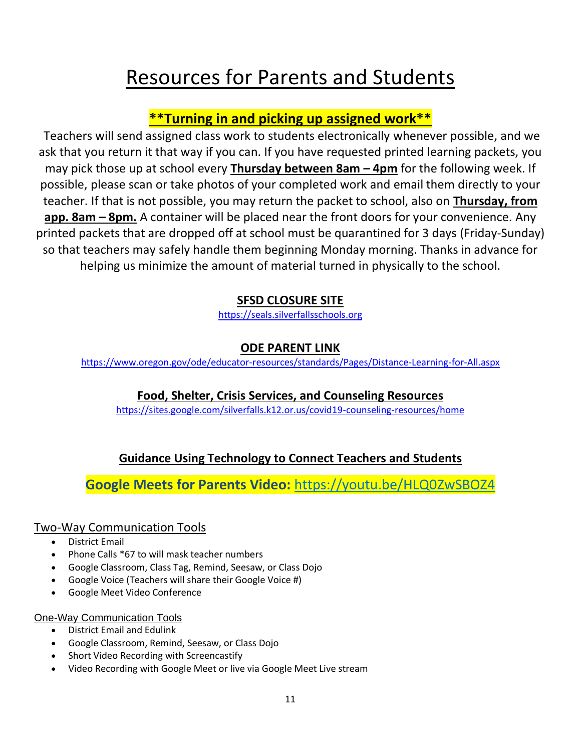# Resources for Parents and Students

## **\*\*Turning in and picking up assigned work\*\***

Teachers will send assigned class work to students electronically whenever possible, and we ask that you return it that way if you can. If you have requested printed learning packets, you may pick those up at school every **Thursday between 8am – 4pm** for the following week. If possible, please scan or take photos of your completed work and email them directly to your teacher. If that is not possible, you may return the packet to school, also on **Thursday, from app. 8am – 8pm.** A container will be placed near the front doors for your convenience. Any printed packets that are dropped off at school must be quarantined for 3 days (Friday-Sunday) so that teachers may safely handle them beginning Monday morning. Thanks in advance for helping us minimize the amount of material turned in physically to the school.

**SFSD CLOSURE SITE**

https://seals.silverfallsschools.org

**ODE PARENT LINK**

https://www.oregon.gov/ode/educator-resources/standards/Pages/Distance-Learning-for-All.aspx

**Food, Shelter, Crisis Services, and Counseling Resources**

https://sites.google.com/silverfalls.k12.or.us/covid19-counseling-resources/home

**Guidance Using Technology to Connect Teachers and Students**

**Google Meets for Parents Video:** https://youtu.be/HLQ0ZwSBOZ4

### Two-Way Communication Tools

- District Email
- Phone Calls *67 to will mask teacher numbers
- Google Classroom, Class Tag, Remind, Seesaw, or Class Dojo
- Google Voice (Teachers will share their Google Voice #)
- Google Meet Video Conference

### One-Way Communication Tools

- District Email and Edulink
- Google Classroom, Remind, Seesaw, or Class Dojo
- Short Video Recording with Screencastify
- Video Recording with Google Meet or live via Google Meet Live stream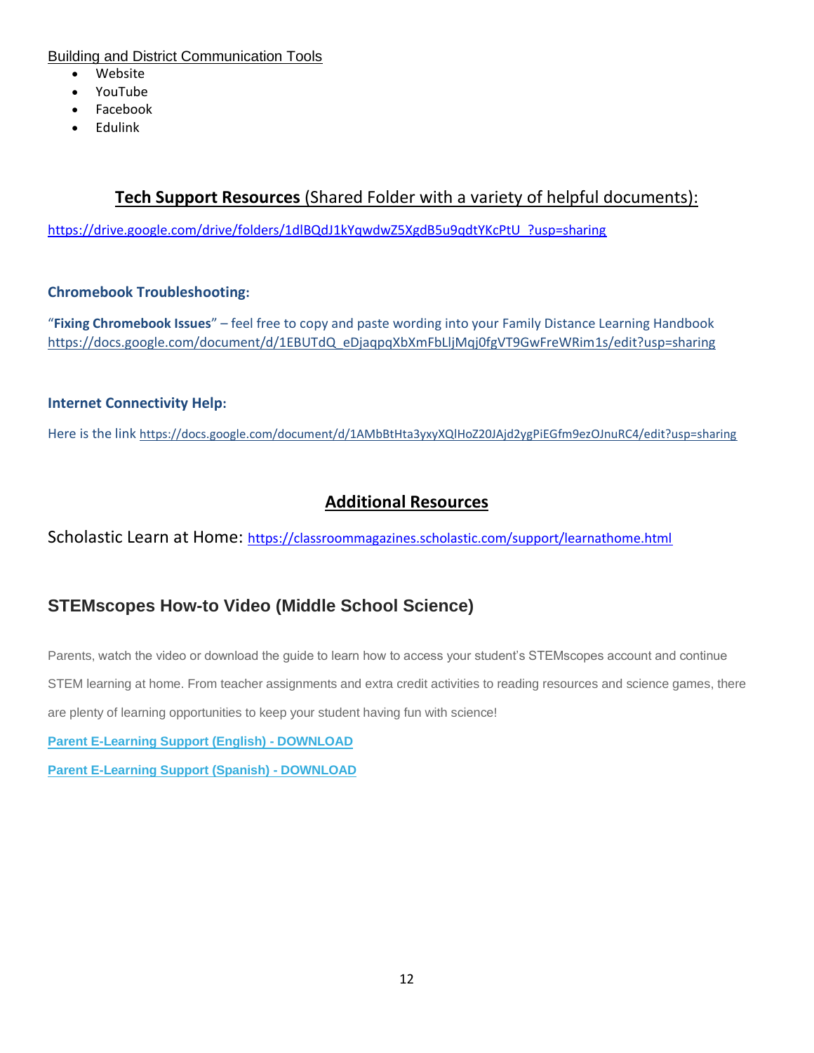Building and District Communication Tools

- Website
- YouTube
- Facebook
- Edulink

## **Tech Support Resources** (Shared Folder with a variety of helpful documents):

https://drive.google.com/drive/folders/1dlBQdJ1kYqwdwZ5XgdB5u9qdtYKcPtU_?usp=sharing

### Chromebook Troubleshooting:

"**Fixing Chromebook Issues**" – feel free to copy and paste wording into your Family Distance Learning Handbook
https://docs.google.com/document/d/1EBUTdQ_eDjaqpqXbXmFbLljMqj0fgVT9GwFreWRim1s/edit?usp=sharing

### Internet Connectivity Help:

Here is the link https://docs.google.com/document/d/1AMbBtHta3yxyXQlHoZ20JAjd2ygPiEGfm9ezOJnuRC4/edit?usp=sharing

## Additional Resources

Scholastic Learn at Home: https://classroommagazines.scholastic.com/support/learnathome.html

## STEMscopes How-to Video (Middle School Science)

Parents, watch the video or download the guide to learn how to access your student's STEMscopes account and continue STEM learning at home. From teacher assignments and extra credit activities to reading resources and science games, there are plenty of learning opportunities to keep your student having fun with science!

**Parent E-Learning Support (English) - DOWNLOAD**

**Parent E-Learning Support (Spanish) - DOWNLOAD**